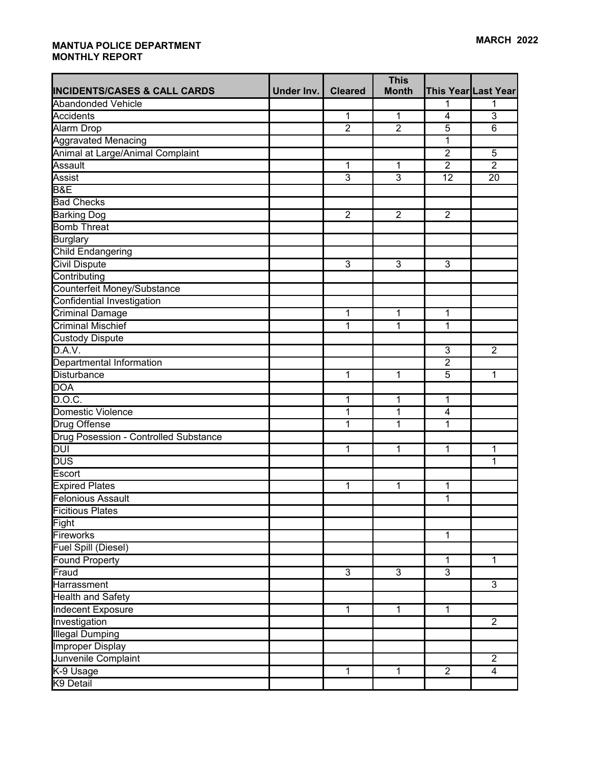**MARCH 2022**

**MANTUA POLICE DEPARTMENT**
**MONTHLY REPORT**

| INCIDENTS/CASES & CALL CARDS | Under Inv. | Cleared | This Month | This Year | Last Year |
|---|---|---|---|---|---|
| Abandonded Vehicle | | | | 1 | 1 |
| Accidents | | 1 | 1 | 4 | 3 |
| Alarm Drop | | 2 | 2 | 5 | 6 |
| Aggravated Menacing | | | | 1 | |
| Animal at Large/Animal Complaint | | | | 2 | 5 |
| Assault | | 1 | 1 | 2 | 2 |
| Assist | | 3 | 3 | 12 | 20 |
| B&E | | | | | |
| Bad Checks | | | | | |
| Barking Dog | | 2 | 2 | 2 | |
| Bomb Threat | | | | | |
| Burglary | | | | | |
| Child Endangering | | | | | |
| Civil Dispute | | 3 | 3 | 3 | |
| Contributing | | | | | |
| Counterfeit Money/Substance | | | | | |
| Confidential Investigation | | | | | |
| Criminal Damage | | 1 | 1 | 1 | |
| Criminal Mischief | | 1 | 1 | 1 | |
| Custody Dispute | | | | | |
| D.A.V. | | | | 3 | 2 |
| Departmental Information | | | | 2 | |
| Disturbance | | 1 | 1 | 5 | 1 |
| DOA | | | | | |
| D.O.C. | | 1 | 1 | 1 | |
| Domestic Violence | | 1 | 1 | 4 | |
| Drug Offense | | 1 | 1 | 1 | |
| Drug Posession - Controlled Substance | | | | | |
| DUI | | 1 | 1 | 1 | 1 |
| DUS | | | | | 1 |
| Escort | | | | | |
| Expired Plates | | 1 | 1 | 1 | |
| Felonious Assault | | | | 1 | |
| Ficitious Plates | | | | | |
| Fight | | | | | |
| Fireworks | | | | 1 | |
| Fuel Spill (Diesel) | | | | | |
| Found Property | | | | 1 | 1 |
| Fraud | | 3 | 3 | 3 | |
| Harrassment | | | | | 3 |
| Health and Safety | | | | | |
| Indecent Exposure | | 1 | 1 | 1 | |
| Investigation | | | | | 2 |
| Illegal Dumping | | | | | |
| Improper Display | | | | | |
| Junvenile Complaint | | | | | 2 |
| K-9 Usage | | 1 | 1 | 2 | 4 |
| K9 Detail | | | | | |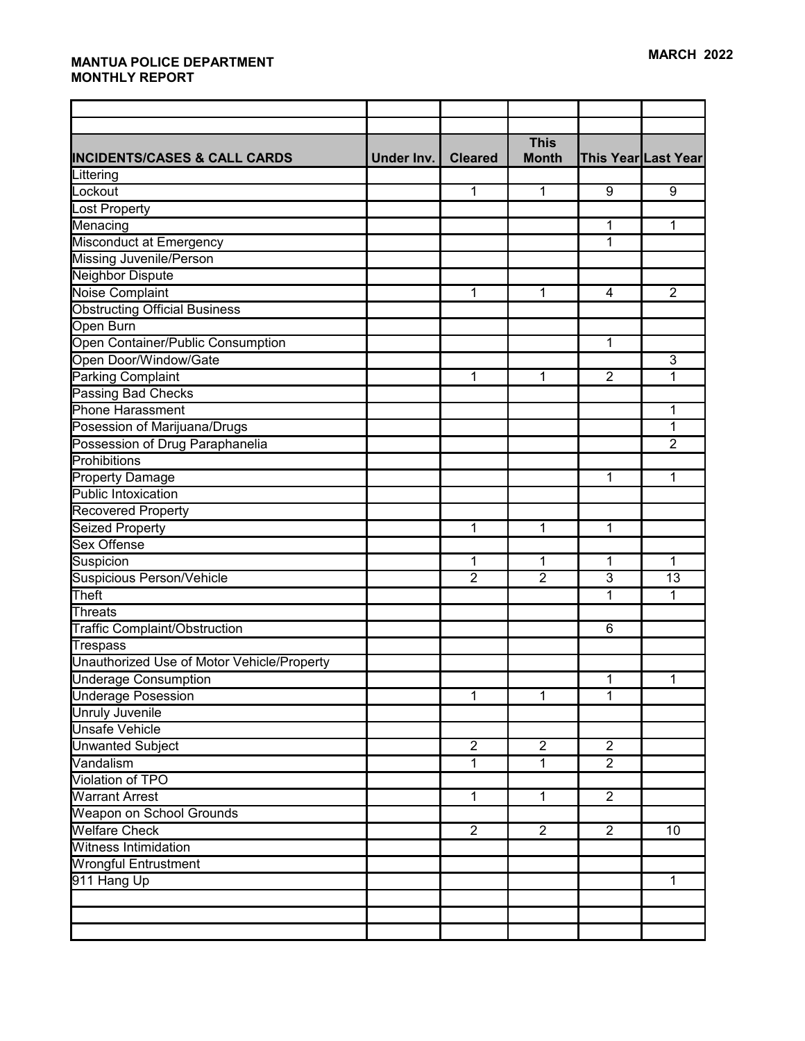**MANTUA POLICE DEPARTMENT**
**MONTHLY REPORT**

**MARCH 2022**

| INCIDENTS/CASES & CALL CARDS | Under Inv. | Cleared | This Month | This Year | Last Year |
|---|---|---|---|---|---|
| Littering | | | | | |
| Lockout | | 1 | 1 | 9 | 9 |
| Lost Property | | | | | |
| Menacing | | | | 1 | 1 |
| Misconduct at Emergency | | | | 1 | |
| Missing Juvenile/Person | | | | | |
| Neighbor Dispute | | | | | |
| Noise Complaint | | 1 | 1 | 4 | 2 |
| Obstructing Official Business | | | | | |
| Open Burn | | | | | |
| Open Container/Public Consumption | | | | 1 | |
| Open Door/Window/Gate | | | | | 3 |
| Parking Complaint | | 1 | 1 | 2 | 1 |
| Passing Bad Checks | | | | | |
| Phone Harassment | | | | | 1 |
| Posession of Marijuana/Drugs | | | | | 1 |
| Possession of Drug Paraphanelia | | | | | 2 |
| Prohibitions | | | | | |
| Property Damage | | | | 1 | 1 |
| Public Intoxication | | | | | |
| Recovered Property | | | | | |
| Seized Property | | 1 | 1 | 1 | |
| Sex Offense | | | | | |
| Suspicion | | 1 | 1 | 1 | 1 |
| Suspicious Person/Vehicle | | 2 | 2 | 3 | 13 |
| Theft | | | | 1 | 1 |
| Threats | | | | | |
| Traffic Complaint/Obstruction | | | | 6 | |
| Trespass | | | | | |
| Unauthorized Use of Motor Vehicle/Property | | | | | |
| Underage Consumption | | | | 1 | 1 |
| Underage Posession | | 1 | 1 | 1 | |
| Unruly Juvenile | | | | | |
| Unsafe Vehicle | | | | | |
| Unwanted Subject | | 2 | 2 | 2 | |
| Vandalism | | 1 | 1 | 2 | |
| Violation of TPO | | | | | |
| Warrant Arrest | | 1 | 1 | 2 | |
| Weapon on School Grounds | | | | | |
| Welfare Check | | 2 | 2 | 2 | 10 |
| Witness Intimidation | | | | | |
| Wrongful Entrustment | | | | | |
| 911 Hang Up | | | | | 1 |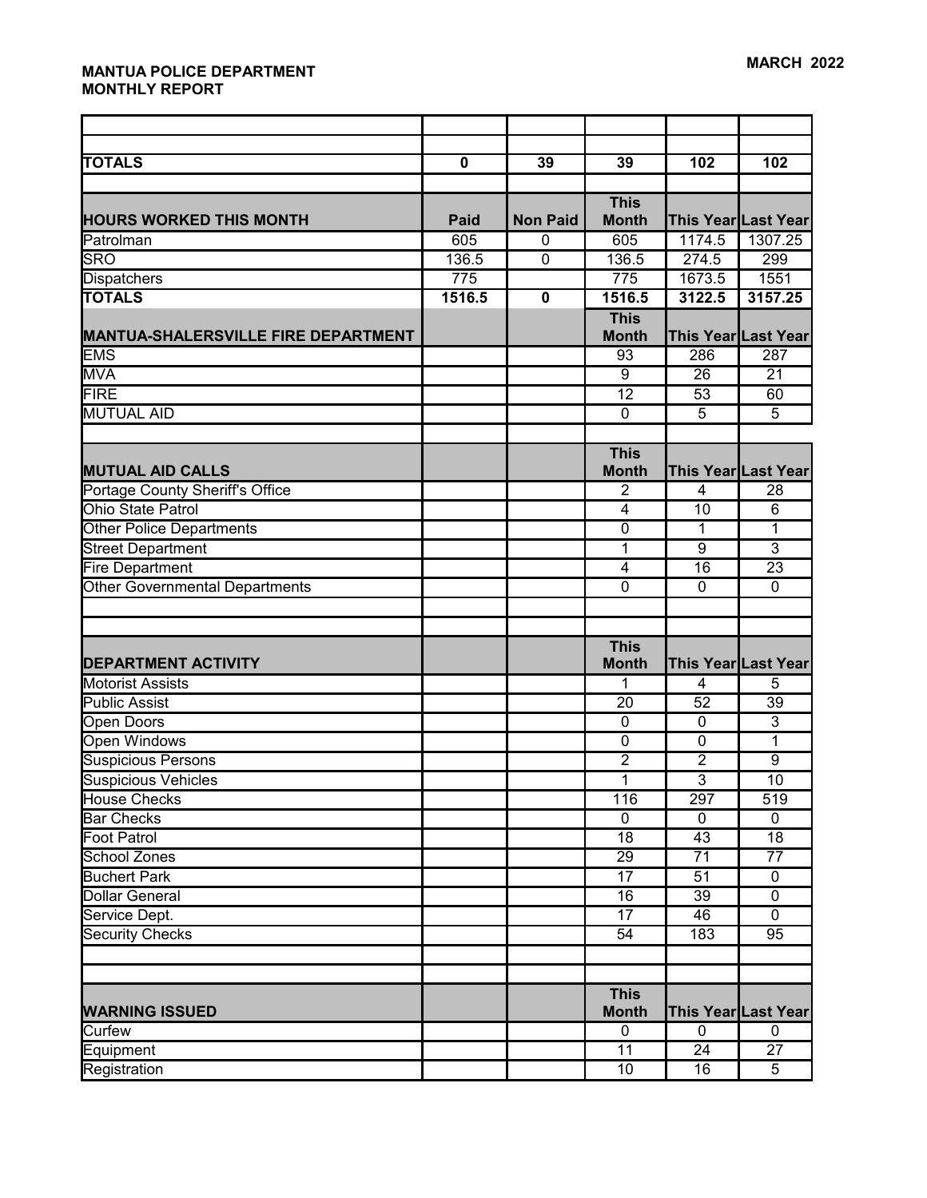**MANTUA POLICE DEPARTMENT**
**MONTHLY REPORT**

**MARCH 2022**

| | | | | | |
|---|---|---|---|---|---|
| | | | | | |
| **TOTALS** | **0** | **39** | **39** | **102** | **102** |
| | | | | | |
| **HOURS WORKED THIS MONTH** | **Paid** | **Non Paid** | **This Month** | **This Year** | **Last Year** |
| Patrolman | 605 | 0 | 605 | 1174.5 | 1307.25 |
| SRO | 136.5 | 0 | 136.5 | 274.5 | 299 |
| Dispatchers | 775 | | 775 | 1673.5 | 1551 |
| **TOTALS** | **1516.5** | **0** | **1516.5** | **3122.5** | **3157.25** |
| **MANTUA-SHALERSVILLE FIRE DEPARTMENT** | | | **This Month** | **This Year** | **Last Year** |
| EMS | | | 93 | 286 | 287 |
| MVA | | | 9 | 26 | 21 |
| FIRE | | | 12 | 53 | 60 |
| MUTUAL AID | | | 0 | 5 | 5 |
| | | | | | |
| **MUTUAL AID CALLS** | | | **This Month** | **This Year** | **Last Year** |
| Portage County Sheriff's Office | | | 2 | 4 | 28 |
| Ohio State Patrol | | | 4 | 10 | 6 |
| Other Police Departments | | | 0 | 1 | 1 |
| Street Department | | | 1 | 9 | 3 |
| Fire Department | | | 4 | 16 | 23 |
| Other Governmental Departments | | | 0 | 0 | 0 |
| | | | | | |
| | | | | | |
| **DEPARTMENT ACTIVITY** | | | **This Month** | **This Year** | **Last Year** |
| Motorist Assists | | | 1 | 4 | 5 |
| Public Assist | | | 20 | 52 | 39 |
| Open Doors | | | 0 | 0 | 3 |
| Open Windows | | | 0 | 0 | 1 |
| Suspicious Persons | | | 2 | 2 | 9 |
| Suspicious Vehicles | | | 1 | 3 | 10 |
| House Checks | | | 116 | 297 | 519 |
| Bar Checks | | | 0 | 0 | 0 |
| Foot Patrol | | | 18 | 43 | 18 |
| School Zones | | | 29 | 71 | 77 |
| Buchert Park | | | 17 | 51 | 0 |
| Dollar General | | | 16 | 39 | 0 |
| Service Dept. | | | 17 | 46 | 0 |
| Security Checks | | | 54 | 183 | 95 |
| | | | | | |
| | | | | | |
| **WARNING ISSUED** | | | **This Month** | **This Year** | **Last Year** |
| Curfew | | | 0 | 0 | 0 |
| Equipment | | | 11 | 24 | 27 |
| Registration | | | 10 | 16 | 5 |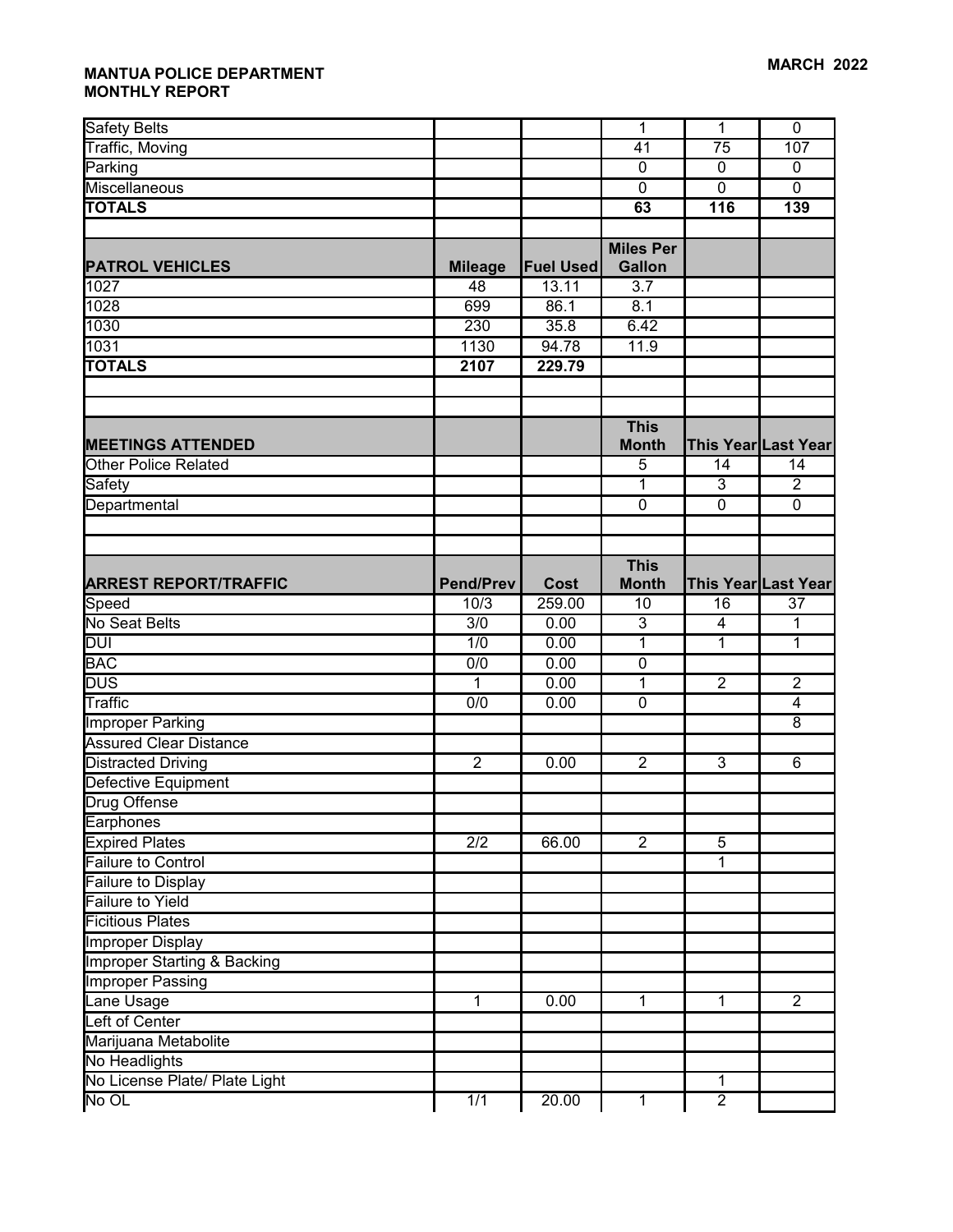**MANTUA POLICE DEPARTMENT**
**MONTHLY REPORT**

**MARCH 2022**

| | | | | | |
|---|---|---|---|---|---|
| Safety Belts | | | 1 | 1 | 0 |
| Traffic, Moving | | | 41 | 75 | 107 |
| Parking | | | 0 | 0 | 0 |
| Miscellaneous | | | 0 | 0 | 0 |
| **TOTALS** | | | **63** | **116** | **139** |

| PATROL VEHICLES | Mileage | Fuel Used | Miles Per Gallon | | |
|---|---|---|---|---|---|
| 1027 | 48 | 13.11 | 3.7 | | |
| 1028 | 699 | 86.1 | 8.1 | | |
| 1030 | 230 | 35.8 | 6.42 | | |
| 1031 | 1130 | 94.78 | 11.9 | | |
| **TOTALS** | **2107** | **229.79** | | | |

| MEETINGS ATTENDED | | | This Month | This Year | Last Year |
|---|---|---|---|---|---|
| Other Police Related | | | 5 | 14 | 14 |
| Safety | | | 1 | 3 | 2 |
| Departmental | | | 0 | 0 | 0 |

| ARREST REPORT/TRAFFIC | Pend/Prev | Cost | This Month | This Year | Last Year |
|---|---|---|---|---|---|
| Speed | 10/3 | 259.00 | 10 | 16 | 37 |
| No Seat Belts | 3/0 | 0.00 | 3 | 4 | 1 |
| DUI | 1/0 | 0.00 | 1 | 1 | 1 |
| BAC | 0/0 | 0.00 | 0 | | |
| DUS | 1 | 0.00 | 1 | 2 | 2 |
| Traffic | 0/0 | 0.00 | 0 | | 4 |
| Improper Parking | | | | | 8 |
| Assured Clear Distance | | | | | |
| Distracted Driving | 2 | 0.00 | 2 | 3 | 6 |
| Defective Equipment | | | | | |
| Drug Offense | | | | | |
| Earphones | | | | | |
| Expired Plates | 2/2 | 66.00 | 2 | 5 | |
| Failure to Control | | | | 1 | |
| Failure to Display | | | | | |
| Failure to Yield | | | | | |
| Ficitious Plates | | | | | |
| Improper Display | | | | | |
| Improper Starting & Backing | | | | | |
| Improper Passing | | | | | |
| Lane Usage | 1 | 0.00 | 1 | 1 | 2 |
| Left of Center | | | | | |
| Marijuana Metabolite | | | | | |
| No Headlights | | | | | |
| No License Plate/ Plate Light | | | | 1 | |
| No OL | 1/1 | 20.00 | 1 | 2 | |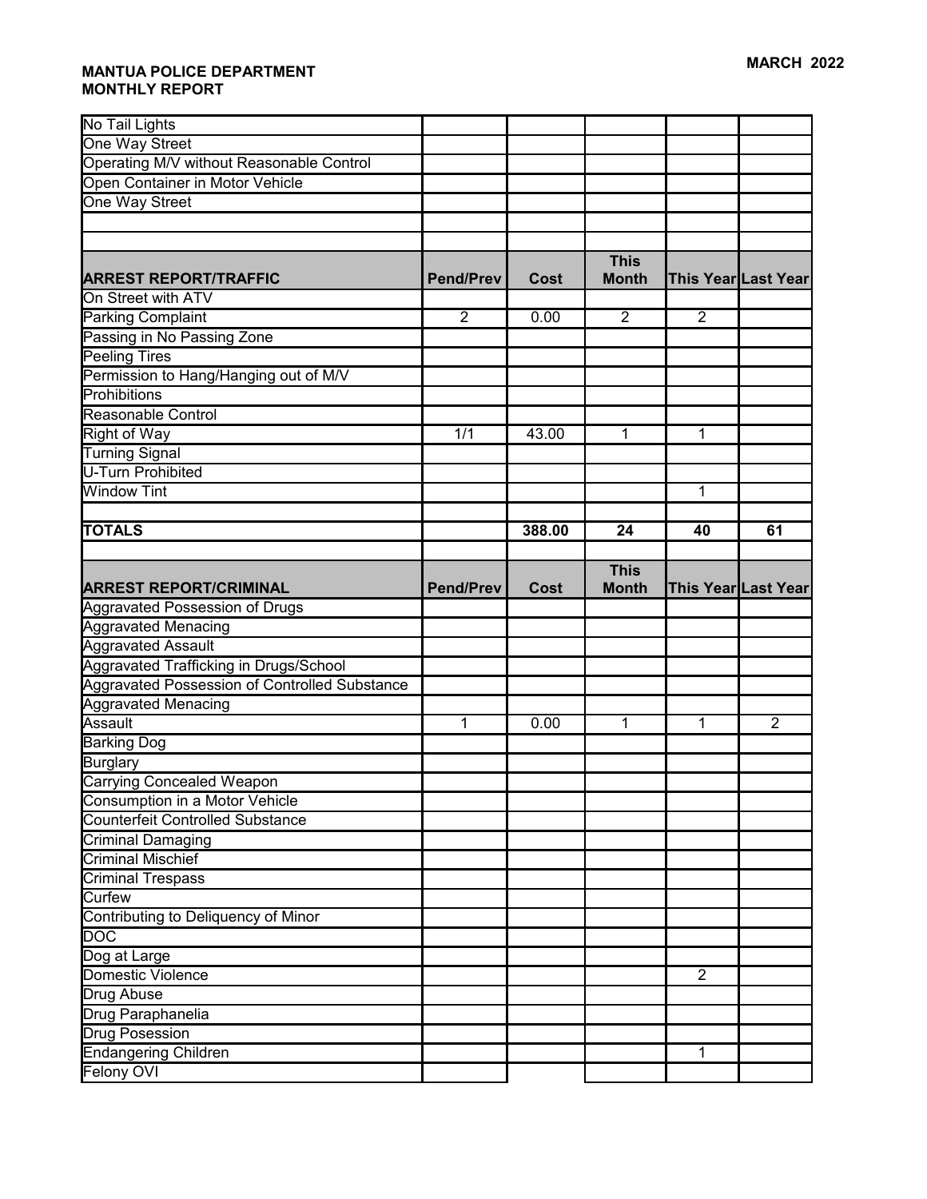**MANTUA POLICE DEPARTMENT**
**MONTHLY REPORT**

**MARCH 2022**

| | | | | | |
|---|---|---|---|---|---|
| No Tail Lights | | | | | |
| One Way Street | | | | | |
| Operating M/V without Reasonable Control | | | | | |
| Open Container in Motor Vehicle | | | | | |
| One Way Street | | | | | |
| | | | | | |
| | | | | | |
| **ARREST REPORT/TRAFFIC** | **Pend/Prev** | **Cost** | **This Month** | **This Year** | **Last Year** |
| On Street with ATV | | | | | |
| Parking Complaint | 2 | 0.00 | 2 | 2 | |
| Passing in No Passing Zone | | | | | |
| Peeling Tires | | | | | |
| Permission to Hang/Hanging out of M/V | | | | | |
| Prohibitions | | | | | |
| Reasonable Control | | | | | |
| Right of Way | 1/1 | 43.00 | 1 | 1 | |
| Turning Signal | | | | | |
| U-Turn Prohibited | | | | | |
| Window Tint | | | | 1 | |
| | | | | | |
| **TOTALS** | | **388.00** | **24** | **40** | **61** |
| | | | | | |
| **ARREST REPORT/CRIMINAL** | **Pend/Prev** | **Cost** | **This Month** | **This Year** | **Last Year** |
| Aggravated Possession of Drugs | | | | | |
| Aggravated Menacing | | | | | |
| Aggravated Assault | | | | | |
| Aggravated Trafficking in Drugs/School | | | | | |
| Aggravated Possession of Controlled Substance | | | | | |
| Aggravated Menacing | | | | | |
| Assault | 1 | 0.00 | 1 | 1 | 2 |
| Barking Dog | | | | | |
| Burglary | | | | | |
| Carrying Concealed Weapon | | | | | |
| Consumption in a Motor Vehicle | | | | | |
| Counterfeit Controlled Substance | | | | | |
| Criminal Damaging | | | | | |
| Criminal Mischief | | | | | |
| Criminal Trespass | | | | | |
| Curfew | | | | | |
| Contributing to Deliquency of Minor | | | | | |
| DOC | | | | | |
| Dog at Large | | | | | |
| Domestic Violence | | | | 2 | |
| Drug Abuse | | | | | |
| Drug Paraphanelia | | | | | |
| Drug Posession | | | | | |
| Endangering Children | | | | 1 | |
| Felony OVI | | | | | |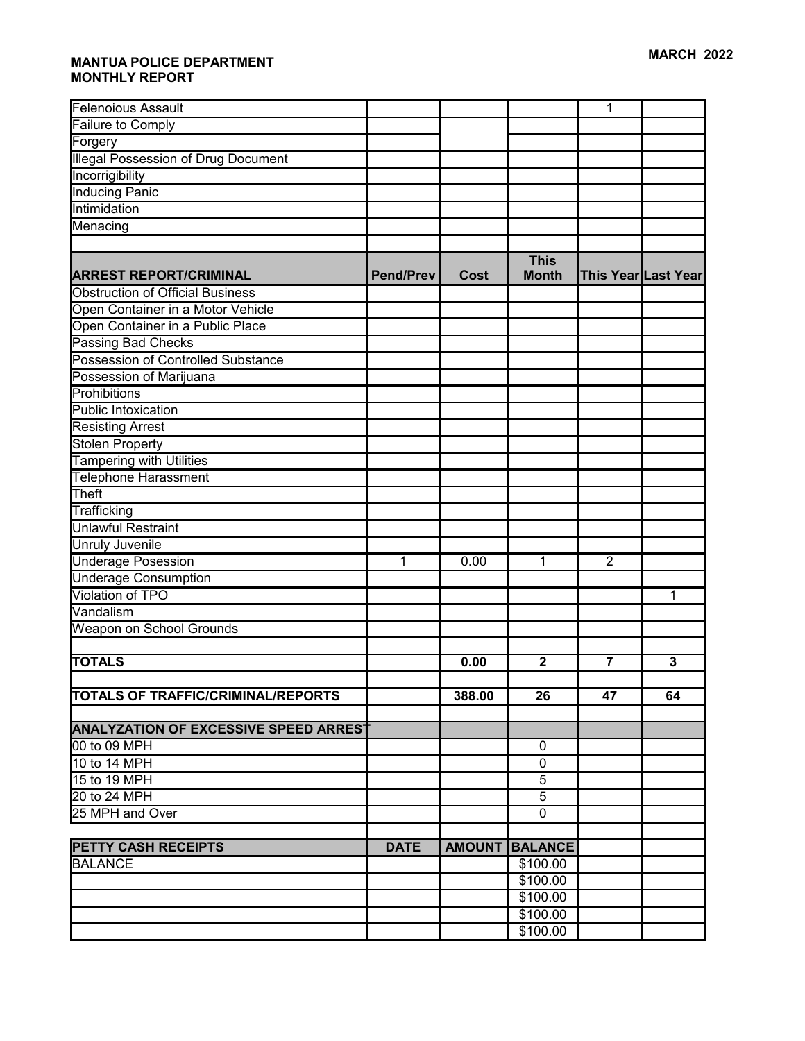MARCH 2022

**MANTUA POLICE DEPARTMENT**
**MONTHLY REPORT**

| | | | | | |
|---|---|---|---|---|---|
| Felenoious Assault | | | | 1 | |
| Failure to Comply | | | | | |
| Forgery | | | | | |
| Illegal Possession of Drug Document | | | | | |
| Incorrigibility | | | | | |
| Inducing Panic | | | | | |
| Intimidation | | | | | |
| Menacing | | | | | |
| | | | | | |
| **ARREST REPORT/CRIMINAL** | **Pend/Prev** | **Cost** | **This Month** | **This Year** | **Last Year** |
| Obstruction of Official Business | | | | | |
| Open Container in a Motor Vehicle | | | | | |
| Open Container in a Public Place | | | | | |
| Passing Bad Checks | | | | | |
| Possession of Controlled Substance | | | | | |
| Possession of Marijuana | | | | | |
| Prohibitions | | | | | |
| Public Intoxication | | | | | |
| Resisting Arrest | | | | | |
| Stolen Property | | | | | |
| Tampering with Utilities | | | | | |
| Telephone Harassment | | | | | |
| Theft | | | | | |
| Trafficking | | | | | |
| Unlawful Restraint | | | | | |
| Unruly Juvenile | | | | | |
| Underage Posession | 1 | 0.00 | 1 | 2 | |
| Underage Consumption | | | | | |
| Violation of TPO | | | | | 1 |
| Vandalism | | | | | |
| Weapon on School Grounds | | | | | |
| | | | | | |
| **TOTALS** | | **0.00** | **2** | **7** | **3** |
| | | | | | |
| **TOTALS OF TRAFFIC/CRIMINAL/REPORTS** | | **388.00** | **26** | **47** | **64** |
| | | | | | |
| **ANALYZATION OF EXCESSIVE SPEED ARREST** | | | | | |
| 00 to 09 MPH | | | 0 | | |
| 10 to 14 MPH | | | 0 | | |
| 15 to 19 MPH | | | 5 | | |
| 20 to 24 MPH | | | 5 | | |
| 25 MPH and Over | | | 0 | | |
| | | | | | |
| **PETTY CASH RECEIPTS** | **DATE** | **AMOUNT** | **BALANCE** | | |
| BALANCE | | | $100.00 | | |
| | | | $100.00 | | |
| | | | $100.00 | | |
| | | | $100.00 | | |
| | | | $100.00 | | |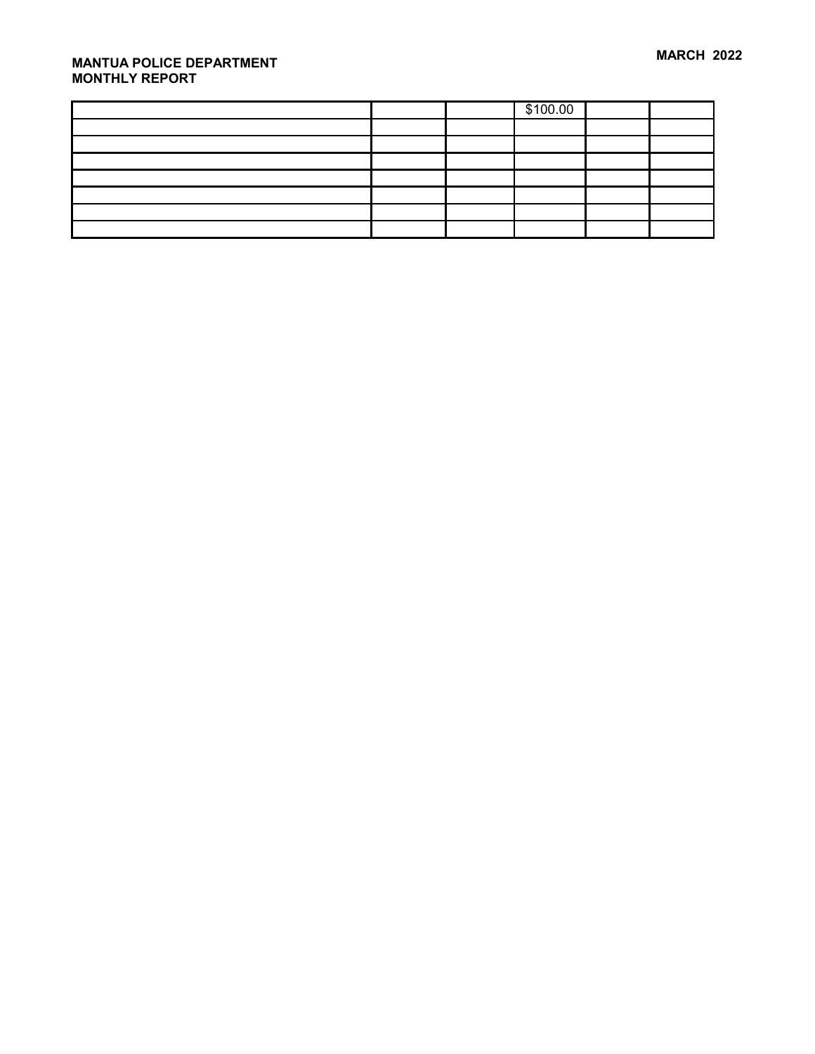**MANTUA POLICE DEPARTMENT**
**MONTHLY REPORT**

**MARCH 2022**

| | | | | | |
|---|---|---|---|---|---|
| | | | $100.00 | | |
| | | | | | |
| | | | | | |
| | | | | | |
| | | | | | |
| | | | | | |
| | | | | | |
| | | | | | |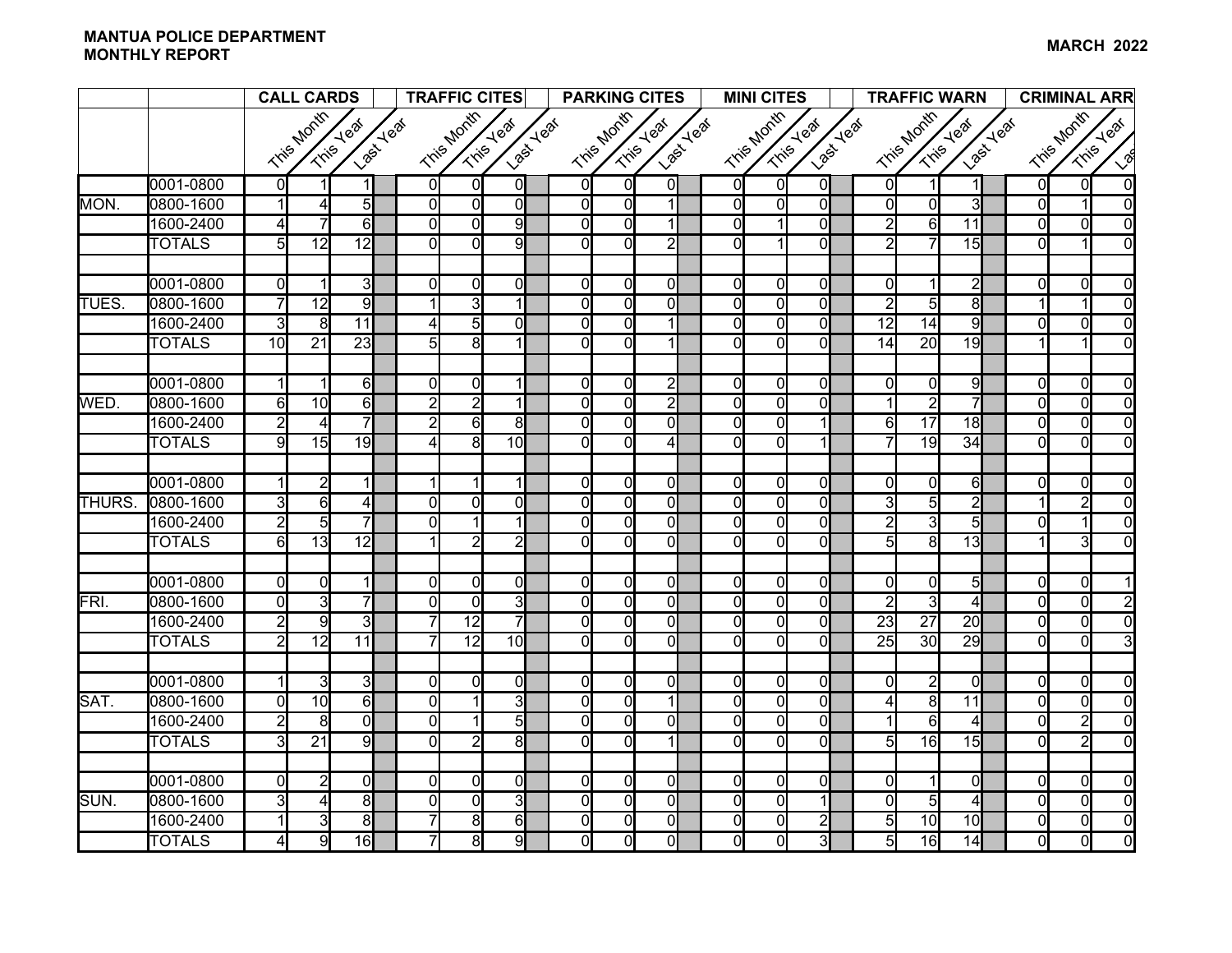**MANTUA POLICE DEPARTMENT**
**MONTHLY REPORT**

**MARCH 2022**

| | | CALL CARDS | | | TRAFFIC CITES | | | PARKING CITES | | | MINI CITES | | | TRAFFIC WARN | | | CRIMINAL ARR | | |
|---|---|---|---|---|---|---|---|---|---|---|---|---|---|---|---|---|---|---|---|
| | | This Month | This Year | Last Year | This Month | This Year | Last Year | This Month | This Year | Last Year | This Month | This Year | Last Year | This Month | This Year | Last Year | This Month | This Year | Las |
| | 0001-0800 | 0 | 1 | 1 | 0 | 0 | 0 | 0 | 0 | 0 | 0 | 0 | 0 | 0 | 1 | 1 | 0 | 0 | 0 |
| MON. | 0800-1600 | 1 | 4 | 5 | 0 | 0 | 0 | 0 | 0 | 1 | 0 | 0 | 0 | 0 | 0 | 3 | 0 | 1 | 0 |
| | 1600-2400 | 4 | 7 | 6 | 0 | 0 | 9 | 0 | 0 | 1 | 0 | 1 | 0 | 2 | 6 | 11 | 0 | 0 | 0 |
| | TOTALS | 5 | 12 | 12 | 0 | 0 | 9 | 0 | 0 | 2 | 0 | 1 | 0 | 2 | 7 | 15 | 0 | 1 | 0 |
| | | | | | | | | | | | | | | | | | | | |
| | 0001-0800 | 0 | 1 | 3 | 0 | 0 | 0 | 0 | 0 | 0 | 0 | 0 | 0 | 0 | 1 | 2 | 0 | 0 | 0 |
| TUES. | 0800-1600 | 7 | 12 | 9 | 1 | 3 | 1 | 0 | 0 | 0 | 0 | 0 | 0 | 2 | 5 | 8 | 1 | 1 | 0 |
| | 1600-2400 | 3 | 8 | 11 | 4 | 5 | 0 | 0 | 0 | 1 | 0 | 0 | 0 | 12 | 14 | 9 | 0 | 0 | 0 |
| | TOTALS | 10 | 21 | 23 | 5 | 8 | 1 | 0 | 0 | 1 | 0 | 0 | 0 | 14 | 20 | 19 | 1 | 1 | 0 |
| | | | | | | | | | | | | | | | | | | | |
| | 0001-0800 | 1 | 1 | 6 | 0 | 0 | 1 | 0 | 0 | 2 | 0 | 0 | 0 | 0 | 0 | 9 | 0 | 0 | 0 |
| WED. | 0800-1600 | 6 | 10 | 6 | 2 | 2 | 1 | 0 | 0 | 2 | 0 | 0 | 0 | 1 | 2 | 7 | 0 | 0 | 0 |
| | 1600-2400 | 2 | 4 | 7 | 2 | 6 | 8 | 0 | 0 | 0 | 0 | 0 | 1 | 6 | 17 | 18 | 0 | 0 | 0 |
| | TOTALS | 9 | 15 | 19 | 4 | 8 | 10 | 0 | 0 | 4 | 0 | 0 | 1 | 7 | 19 | 34 | 0 | 0 | 0 |
| | | | | | | | | | | | | | | | | | | | |
| | 0001-0800 | 1 | 2 | 1 | 1 | 1 | 1 | 0 | 0 | 0 | 0 | 0 | 0 | 0 | 0 | 6 | 0 | 0 | 0 |
| THURS. | 0800-1600 | 3 | 6 | 4 | 0 | 0 | 0 | 0 | 0 | 0 | 0 | 0 | 0 | 3 | 5 | 2 | 1 | 2 | 0 |
| | 1600-2400 | 2 | 5 | 7 | 0 | 1 | 1 | 0 | 0 | 0 | 0 | 0 | 0 | 2 | 3 | 5 | 0 | 1 | 0 |
| | TOTALS | 6 | 13 | 12 | 1 | 2 | 2 | 0 | 0 | 0 | 0 | 0 | 0 | 5 | 8 | 13 | 1 | 3 | 0 |
| | | | | | | | | | | | | | | | | | | | |
| | 0001-0800 | 0 | 0 | 1 | 0 | 0 | 0 | 0 | 0 | 0 | 0 | 0 | 0 | 0 | 0 | 5 | 0 | 0 | 1 |
| FRI. | 0800-1600 | 0 | 3 | 7 | 0 | 0 | 3 | 0 | 0 | 0 | 0 | 0 | 0 | 2 | 3 | 4 | 0 | 0 | 2 |
| | 1600-2400 | 2 | 9 | 3 | 7 | 12 | 7 | 0 | 0 | 0 | 0 | 0 | 0 | 23 | 27 | 20 | 0 | 0 | 0 |
| | TOTALS | 2 | 12 | 11 | 7 | 12 | 10 | 0 | 0 | 0 | 0 | 0 | 0 | 25 | 30 | 29 | 0 | 0 | 3 |
| | | | | | | | | | | | | | | | | | | | |
| | 0001-0800 | 1 | 3 | 3 | 0 | 0 | 0 | 0 | 0 | 0 | 0 | 0 | 0 | 0 | 2 | 0 | 0 | 0 | 0 |
| SAT. | 0800-1600 | 0 | 10 | 6 | 0 | 1 | 3 | 0 | 0 | 1 | 0 | 0 | 0 | 4 | 8 | 11 | 0 | 0 | 0 |
| | 1600-2400 | 2 | 8 | 0 | 0 | 1 | 5 | 0 | 0 | 0 | 0 | 0 | 0 | 1 | 6 | 4 | 0 | 2 | 0 |
| | TOTALS | 3 | 21 | 9 | 0 | 2 | 8 | 0 | 0 | 1 | 0 | 0 | 0 | 5 | 16 | 15 | 0 | 2 | 0 |
| | | | | | | | | | | | | | | | | | | | |
| | 0001-0800 | 0 | 2 | 0 | 0 | 0 | 0 | 0 | 0 | 0 | 0 | 0 | 0 | 0 | 1 | 0 | 0 | 0 | 0 |
| SUN. | 0800-1600 | 3 | 4 | 8 | 0 | 0 | 3 | 0 | 0 | 0 | 0 | 0 | 1 | 0 | 5 | 4 | 0 | 0 | 0 |
| | 1600-2400 | 1 | 3 | 8 | 7 | 8 | 6 | 0 | 0 | 0 | 0 | 0 | 2 | 5 | 10 | 10 | 0 | 0 | 0 |
| | TOTALS | 4 | 9 | 16 | 7 | 8 | 9 | 0 | 0 | 0 | 0 | 0 | 3 | 5 | 16 | 14 | 0 | 0 | 0 |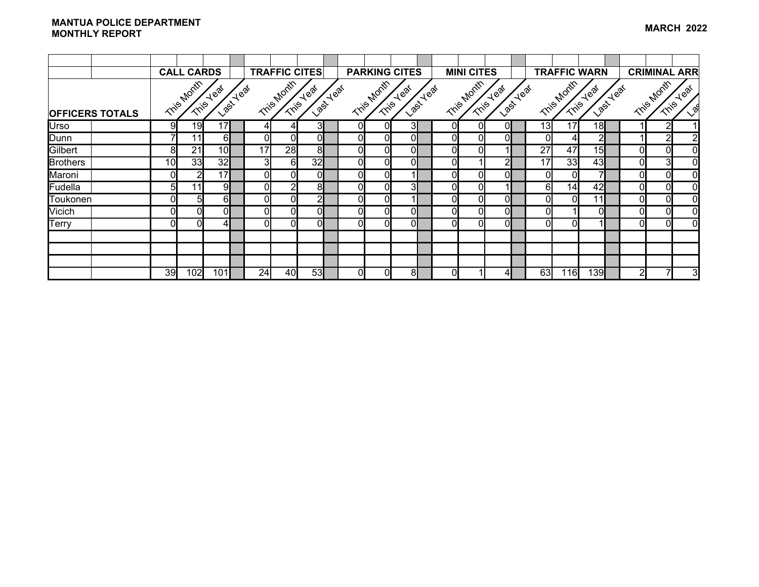**MANTUA POLICE DEPARTMENT**
**MONTHLY REPORT**

**MARCH 2022**

| | CALL CARDS | | | TRAFFIC CITES | | | PARKING CITES | | | MINI CITES | | | TRAFFIC WARN | | | CRIMINAL ARR | | |
|---|---|---|---|---|---|---|---|---|---|---|---|---|---|---|---|---|---|---|
| **OFFICERS TOTALS** | This Month | This Year | Last Year | This Month | This Year | Last Year | This Month | This Year | Last Year | This Month | This Year | Last Year | This Month | This Year | Last Year | This Month | This Year | Las |
| Urso | 9 | 19 | 17 | 4 | 4 | 3 | 0 | 0 | 3 | 0 | 0 | 0 | 13 | 17 | 18 | 1 | 2 | 1 |
| Dunn | 7 | 11 | 6 | 0 | 0 | 0 | 0 | 0 | 0 | 0 | 0 | 0 | 0 | 4 | 2 | 1 | 2 | 2 |
| Gilbert | 8 | 21 | 10 | 17 | 28 | 8 | 0 | 0 | 0 | 0 | 0 | 1 | 27 | 47 | 15 | 0 | 0 | 0 |
| Brothers | 10 | 33 | 32 | 3 | 6 | 32 | 0 | 0 | 0 | 0 | 1 | 2 | 17 | 33 | 43 | 0 | 3 | 0 |
| Maroni | 0 | 2 | 17 | 0 | 0 | 0 | 0 | 0 | 1 | 0 | 0 | 0 | 0 | 0 | 7 | 0 | 0 | 0 |
| Fudella | 5 | 11 | 9 | 0 | 2 | 8 | 0 | 0 | 3 | 0 | 0 | 1 | 6 | 14 | 42 | 0 | 0 | 0 |
| Toukonen | 0 | 5 | 6 | 0 | 0 | 2 | 0 | 0 | 1 | 0 | 0 | 0 | 0 | 0 | 11 | 0 | 0 | 0 |
| Vicich | 0 | 0 | 0 | 0 | 0 | 0 | 0 | 0 | 0 | 0 | 0 | 0 | 0 | 1 | 0 | 0 | 0 | 0 |
| Terry | 0 | 0 | 4 | 0 | 0 | 0 | 0 | 0 | 0 | 0 | 0 | 0 | 0 | 0 | 1 | 0 | 0 | 0 |
| | | | | | | | | | | | | | | | | | | |
| | | | | | | | | | | | | | | | | | | |
| | | | | | | | | | | | | | | | | | | |
| | 39 | 102 | 101 | 24 | 40 | 53 | 0 | 0 | 8 | 0 | 1 | 4 | 63 | 116 | 139 | 2 | 7 | 3 |